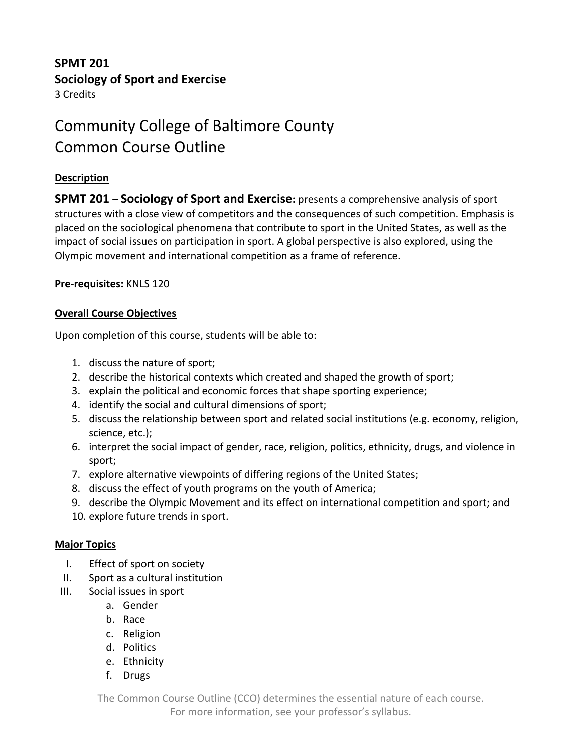**SPMT 201**
**Sociology of Sport and Exercise**
3 Credits

# Community College of Baltimore County
# Common Course Outline

## Description

**SPMT 201 – Sociology of Sport and Exercise:** presents a comprehensive analysis of sport structures with a close view of competitors and the consequences of such competition. Emphasis is placed on the sociological phenomena that contribute to sport in the United States, as well as the impact of social issues on participation in sport. A global perspective is also explored, using the Olympic movement and international competition as a frame of reference.

**Pre-requisites:** KNLS 120

## Overall Course Objectives

Upon completion of this course, students will be able to:

1. discuss the nature of sport;
2. describe the historical contexts which created and shaped the growth of sport;
3. explain the political and economic forces that shape sporting experience;
4. identify the social and cultural dimensions of sport;
5. discuss the relationship between sport and related social institutions (e.g. economy, religion, science, etc.);
6. interpret the social impact of gender, race, religion, politics, ethnicity, drugs, and violence in sport;
7. explore alternative viewpoints of differing regions of the United States;
8. discuss the effect of youth programs on the youth of America;
9. describe the Olympic Movement and its effect on international competition and sport; and
10. explore future trends in sport.

## Major Topics

I. Effect of sport on society

II. Sport as a cultural institution

III. Social issues in sport
   a. Gender
   b. Race
   c. Religion
   d. Politics
   e. Ethnicity
   f. Drugs

The Common Course Outline (CCO) determines the essential nature of each course.
For more information, see your professor's syllabus.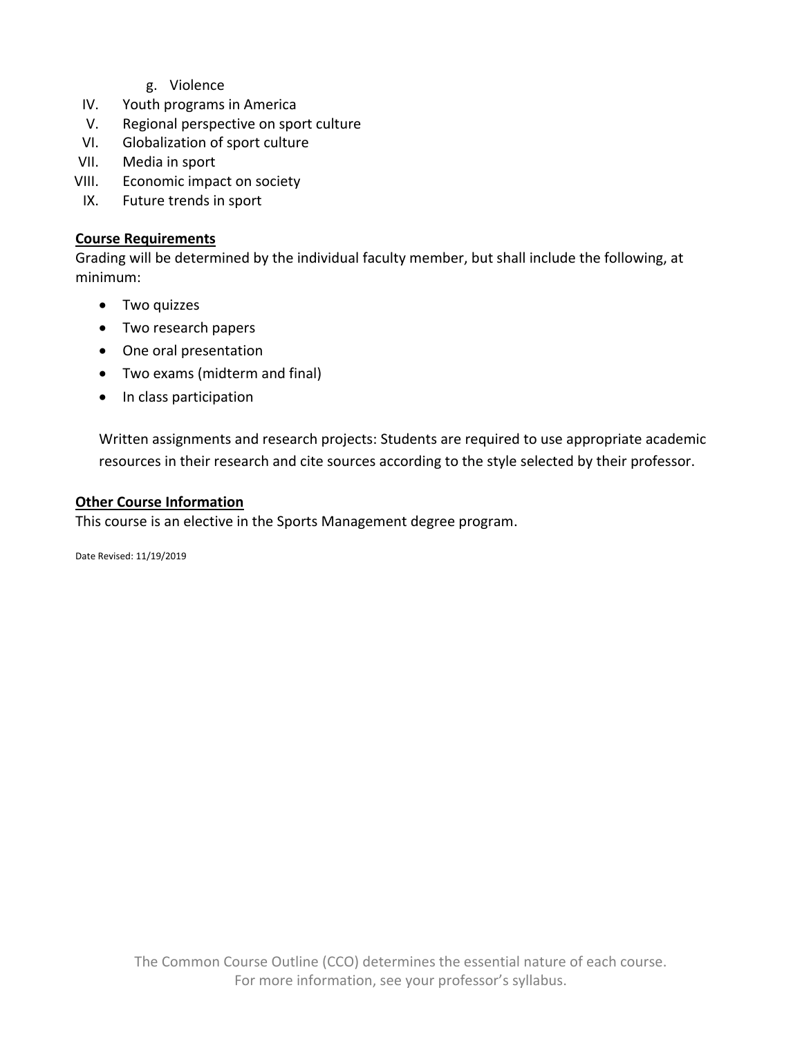g. Violence

IV. Youth programs in America
V. Regional perspective on sport culture
VI. Globalization of sport culture
VII. Media in sport
VIII. Economic impact on society
IX. Future trends in sport

**Course Requirements**

Grading will be determined by the individual faculty member, but shall include the following, at minimum:

- Two quizzes
- Two research papers
- One oral presentation
- Two exams (midterm and final)
- In class participation

Written assignments and research projects: Students are required to use appropriate academic resources in their research and cite sources according to the style selected by their professor.

**Other Course Information**

This course is an elective in the Sports Management degree program.

Date Revised: 11/19/2019

The Common Course Outline (CCO) determines the essential nature of each course.
For more information, see your professor's syllabus.